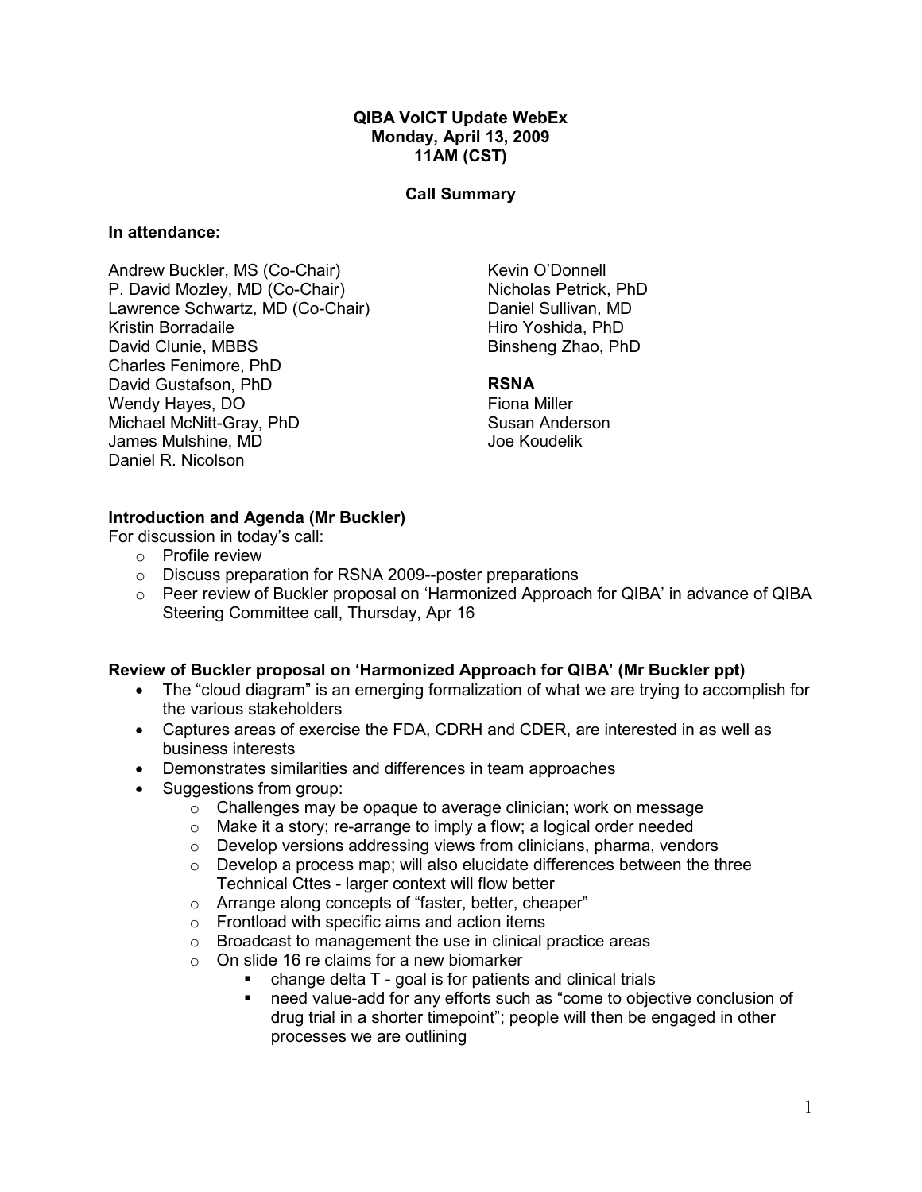**QIBA VolCT Update WebEx**
**Monday, April 13, 2009**
**11AM (CST)**

**Call Summary**

**In attendance:**

Andrew Buckler, MS (Co-Chair)
P. David Mozley, MD (Co-Chair)
Lawrence Schwartz, MD (Co-Chair)
Kristin Borradaile
David Clunie, MBBS
Charles Fenimore, PhD
David Gustafson, PhD
Wendy Hayes, DO
Michael McNitt-Gray, PhD
James Mulshine, MD
Daniel R. Nicolson
Kevin O'Donnell
Nicholas Petrick, PhD
Daniel Sullivan, MD
Hiro Yoshida, PhD
Binsheng Zhao, PhD

**RSNA**
Fiona Miller
Susan Anderson
Joe Koudelik

**Introduction and Agenda (Mr Buckler)**

For discussion in today's call:

- Profile review
- Discuss preparation for RSNA 2009--poster preparations
- Peer review of Buckler proposal on 'Harmonized Approach for QIBA' in advance of QIBA Steering Committee call, Thursday, Apr 16

**Review of Buckler proposal on 'Harmonized Approach for QIBA' (Mr Buckler ppt)**

- The "cloud diagram" is an emerging formalization of what we are trying to accomplish for the various stakeholders
- Captures areas of exercise the FDA, CDRH and CDER, are interested in as well as business interests
- Demonstrates similarities and differences in team approaches
- Suggestions from group:
  - Challenges may be opaque to average clinician; work on message
  - Make it a story; re-arrange to imply a flow; a logical order needed
  - Develop versions addressing views from clinicians, pharma, vendors
  - Develop a process map; will also elucidate differences between the three Technical Cttes - larger context will flow better
  - Arrange along concepts of "faster, better, cheaper"
  - Frontload with specific aims and action items
  - Broadcast to management the use in clinical practice areas
  - On slide 16 re claims for a new biomarker
    - change delta T - goal is for patients and clinical trials
    - need value-add for any efforts such as "come to objective conclusion of drug trial in a shorter timepoint"; people will then be engaged in other processes we are outlining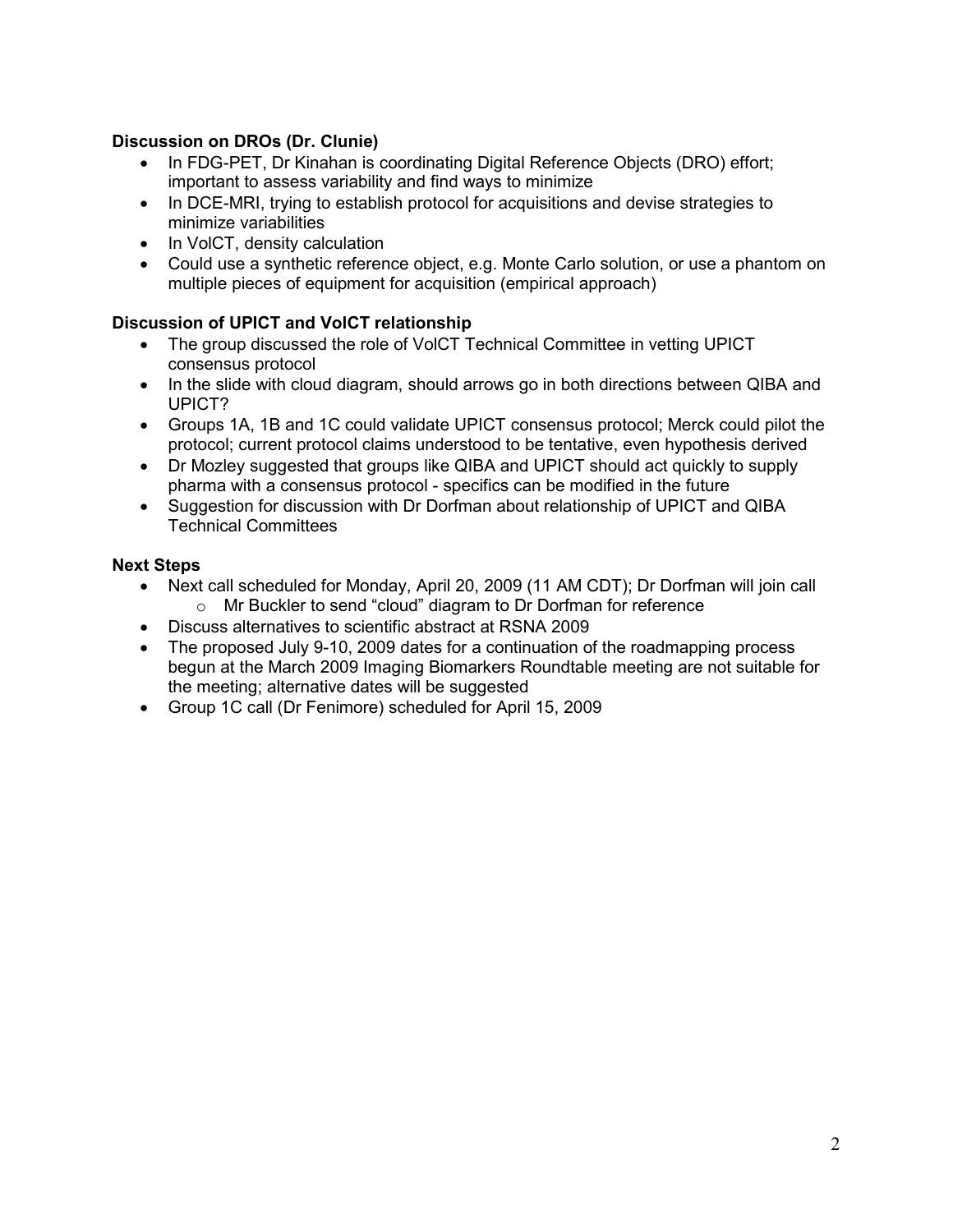**Discussion on DROs (Dr. Clunie)**

- In FDG-PET, Dr Kinahan is coordinating Digital Reference Objects (DRO) effort; important to assess variability and find ways to minimize
- In DCE-MRI, trying to establish protocol for acquisitions and devise strategies to minimize variabilities
- In VolCT, density calculation
- Could use a synthetic reference object, e.g. Monte Carlo solution, or use a phantom on multiple pieces of equipment for acquisition (empirical approach)

**Discussion of UPICT and VolCT relationship**

- The group discussed the role of VolCT Technical Committee in vetting UPICT consensus protocol
- In the slide with cloud diagram, should arrows go in both directions between QIBA and UPICT?
- Groups 1A, 1B and 1C could validate UPICT consensus protocol; Merck could pilot the protocol; current protocol claims understood to be tentative, even hypothesis derived
- Dr Mozley suggested that groups like QIBA and UPICT should act quickly to supply pharma with a consensus protocol - specifics can be modified in the future
- Suggestion for discussion with Dr Dorfman about relationship of UPICT and QIBA Technical Committees

**Next Steps**

- Next call scheduled for Monday, April 20, 2009 (11 AM CDT); Dr Dorfman will join call
    - Mr Buckler to send "cloud" diagram to Dr Dorfman for reference
- Discuss alternatives to scientific abstract at RSNA 2009
- The proposed July 9-10, 2009 dates for a continuation of the roadmapping process begun at the March 2009 Imaging Biomarkers Roundtable meeting are not suitable for the meeting; alternative dates will be suggested
- Group 1C call (Dr Fenimore) scheduled for April 15, 2009